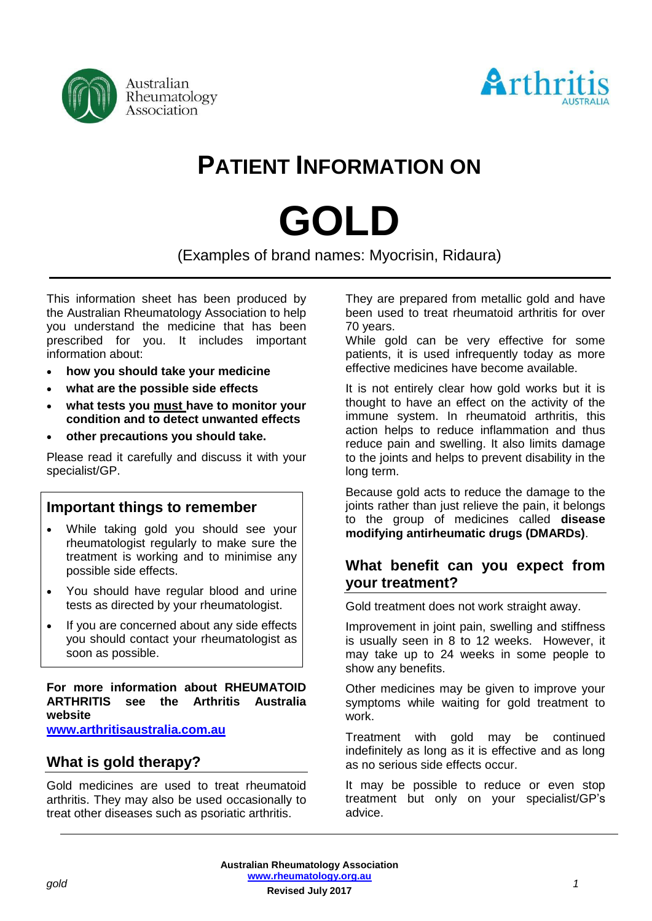Australian Rheumatology Association

Arthritis AUSTRALIA

# PATIENT INFORMATION ON

# GOLD

(Examples of brand names: Myocrisin, Ridaura)

This information sheet has been produced by the Australian Rheumatology Association to help you understand the medicine that has been prescribed for you. It includes important information about:

- **how you should take your medicine**
- **what are the possible side effects**
- **what tests you must have to monitor your condition and to detect unwanted effects**
- **other precautions you should take.**

Please read it carefully and discuss it with your specialist/GP.

## Important things to remember

- While taking gold you should see your rheumatologist regularly to make sure the treatment is working and to minimise any possible side effects.
- You should have regular blood and urine tests as directed by your rheumatologist.
- If you are concerned about any side effects you should contact your rheumatologist as soon as possible.

**For more information about RHEUMATOID ARTHRITIS see the Arthritis Australia website [www.arthritisaustralia.com.au](http://www.arthritisaustralia.com.au)**

## What is gold therapy?

Gold medicines are used to treat rheumatoid arthritis. They may also be used occasionally to treat other diseases such as psoriatic arthritis.

They are prepared from metallic gold and have been used to treat rheumatoid arthritis for over 70 years.

While gold can be very effective for some patients, it is used infrequently today as more effective medicines have become available.

It is not entirely clear how gold works but it is thought to have an effect on the activity of the immune system. In rheumatoid arthritis, this action helps to reduce inflammation and thus reduce pain and swelling. It also limits damage to the joints and helps to prevent disability in the long term.

Because gold acts to reduce the damage to the joints rather than just relieve the pain, it belongs to the group of medicines called **disease modifying antirheumatic drugs (DMARDs)**.

## What benefit can you expect from your treatment?

Gold treatment does not work straight away.

Improvement in joint pain, swelling and stiffness is usually seen in 8 to 12 weeks. However, it may take up to 24 weeks in some people to show any benefits.

Other medicines may be given to improve your symptoms while waiting for gold treatment to work.

Treatment with gold may be continued indefinitely as long as it is effective and as long as no serious side effects occur.

It may be possible to reduce or even stop treatment but only on your specialist/GP's advice.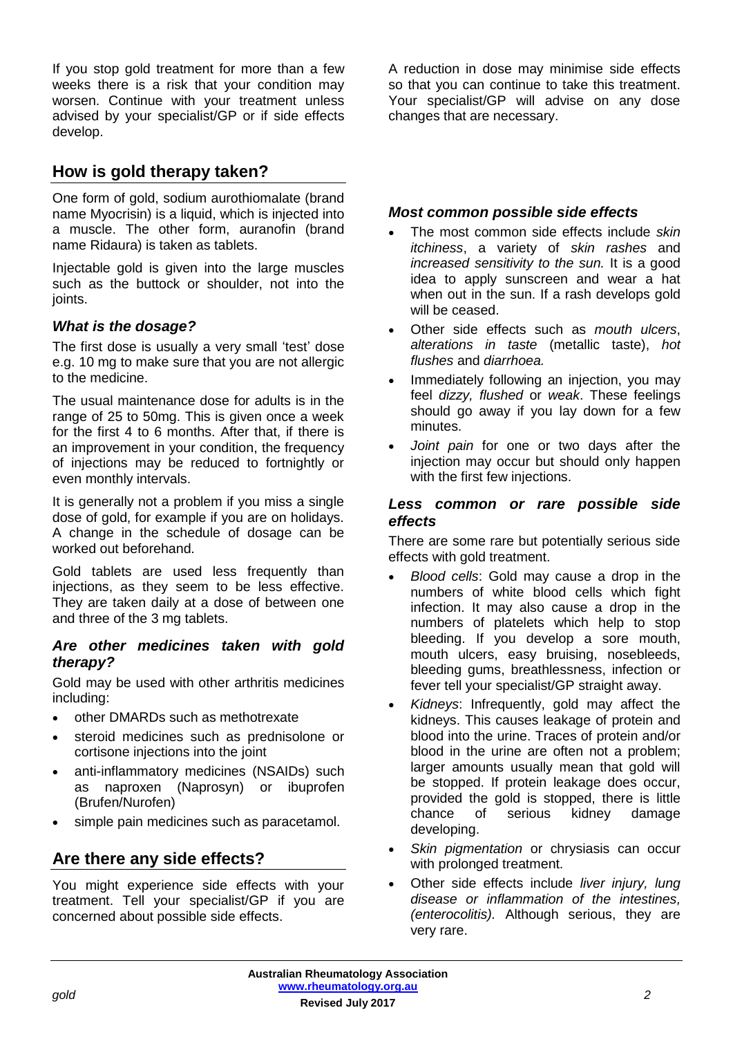If you stop gold treatment for more than a few weeks there is a risk that your condition may worsen. Continue with your treatment unless advised by your specialist/GP or if side effects develop.

## How is gold therapy taken?

One form of gold, sodium aurothiomalate (brand name Myocrisin) is a liquid, which is injected into a muscle. The other form, auranofin (brand name Ridaura) is taken as tablets.

Injectable gold is given into the large muscles such as the buttock or shoulder, not into the joints.

### *What is the dosage?*

The first dose is usually a very small 'test' dose e.g. 10 mg to make sure that you are not allergic to the medicine.

The usual maintenance dose for adults is in the range of 25 to 50mg. This is given once a week for the first 4 to 6 months. After that, if there is an improvement in your condition, the frequency of injections may be reduced to fortnightly or even monthly intervals.

It is generally not a problem if you miss a single dose of gold, for example if you are on holidays. A change in the schedule of dosage can be worked out beforehand.

Gold tablets are used less frequently than injections, as they seem to be less effective. They are taken daily at a dose of between one and three of the 3 mg tablets.

### *Are other medicines taken with gold therapy?*

Gold may be used with other arthritis medicines including:

- other DMARDs such as methotrexate
- steroid medicines such as prednisolone or cortisone injections into the joint
- anti-inflammatory medicines (NSAIDs) such as naproxen (Naprosyn) or ibuprofen (Brufen/Nurofen)
- simple pain medicines such as paracetamol.

## Are there any side effects?

You might experience side effects with your treatment. Tell your specialist/GP if you are concerned about possible side effects.

A reduction in dose may minimise side effects so that you can continue to take this treatment. Your specialist/GP will advise on any dose changes that are necessary.

### *Most common possible side effects*

- The most common side effects include *skin itchiness*, a variety of *skin rashes* and *increased sensitivity to the sun.* It is a good idea to apply sunscreen and wear a hat when out in the sun. If a rash develops gold will be ceased.
- Other side effects such as *mouth ulcers*, *alterations in taste* (metallic taste), *hot flushes* and *diarrhoea.*
- Immediately following an injection, you may feel *dizzy, flushed* or *weak*. These feelings should go away if you lay down for a few minutes.
- *Joint pain* for one or two days after the injection may occur but should only happen with the first few injections.

### *Less common or rare possible side effects*

There are some rare but potentially serious side effects with gold treatment.

- *Blood cells*: Gold may cause a drop in the numbers of white blood cells which fight infection. It may also cause a drop in the numbers of platelets which help to stop bleeding. If you develop a sore mouth, mouth ulcers, easy bruising, nosebleeds, bleeding gums, breathlessness, infection or fever tell your specialist/GP straight away.
- *Kidneys*: Infrequently, gold may affect the kidneys. This causes leakage of protein and blood into the urine. Traces of protein and/or blood in the urine are often not a problem; larger amounts usually mean that gold will be stopped. If protein leakage does occur, provided the gold is stopped, there is little chance of serious kidney damage developing.
- *Skin pigmentation* or chrysiasis can occur with prolonged treatment.
- Other side effects include *liver injury, lung disease or inflammation of the intestines, (enterocolitis).* Although serious, they are very rare.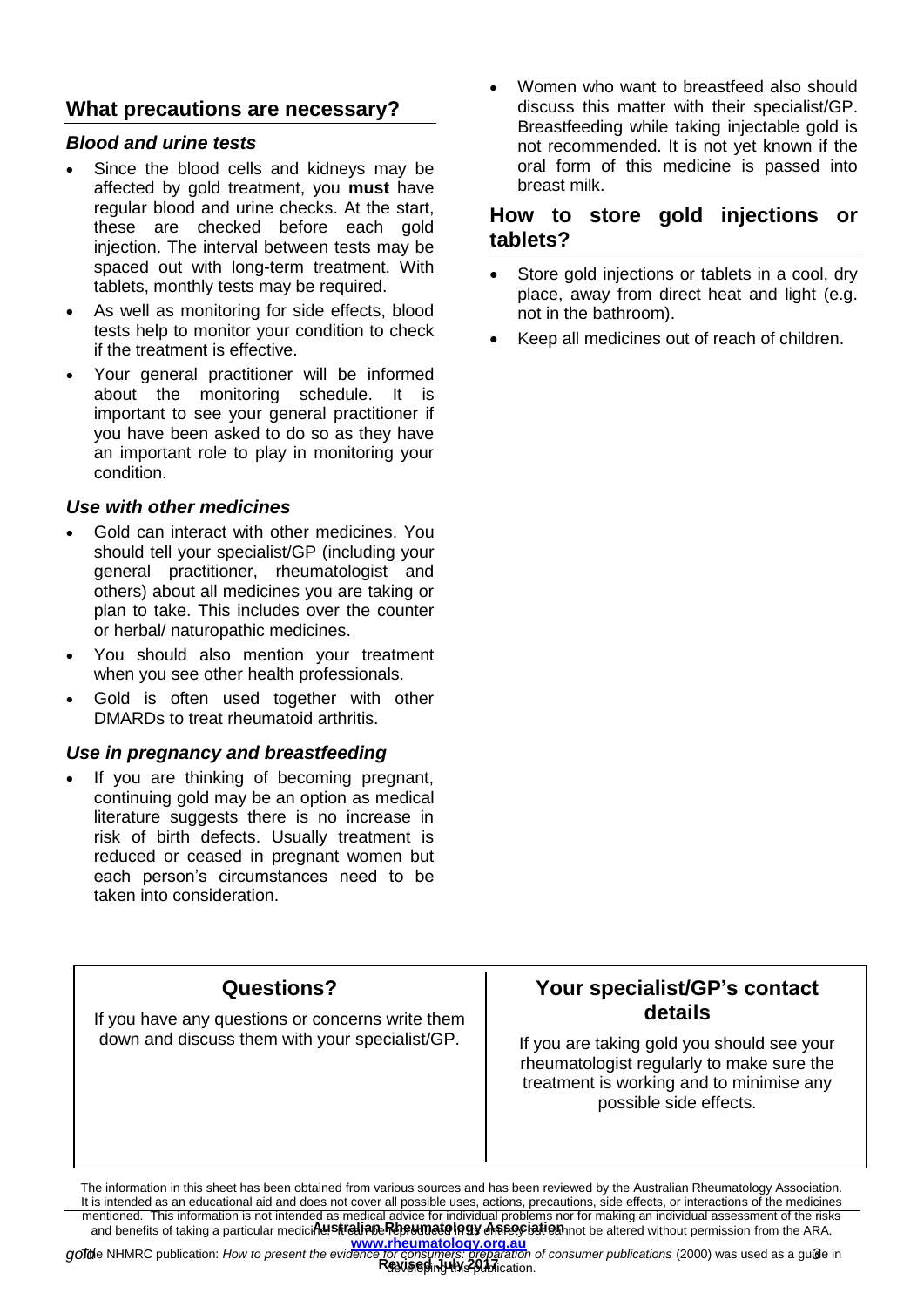## What precautions are necessary?

### *Blood and urine tests*

- Since the blood cells and kidneys may be affected by gold treatment, you **must** have regular blood and urine checks. At the start, these are checked before each gold injection. The interval between tests may be spaced out with long-term treatment. With tablets, monthly tests may be required.
- As well as monitoring for side effects, blood tests help to monitor your condition to check if the treatment is effective.
- Your general practitioner will be informed about the monitoring schedule. It is important to see your general practitioner if you have been asked to do so as they have an important role to play in monitoring your condition.

### *Use with other medicines*

- Gold can interact with other medicines. You should tell your specialist/GP (including your general practitioner, rheumatologist and others) about all medicines you are taking or plan to take. This includes over the counter or herbal/ naturopathic medicines.
- You should also mention your treatment when you see other health professionals.
- Gold is often used together with other DMARDs to treat rheumatoid arthritis.

### *Use in pregnancy and breastfeeding*

- If you are thinking of becoming pregnant, continuing gold may be an option as medical literature suggests there is no increase in risk of birth defects. Usually treatment is reduced or ceased in pregnant women but each person's circumstances need to be taken into consideration.
- Women who want to breastfeed also should discuss this matter with their specialist/GP. Breastfeeding while taking injectable gold is not recommended. It is not yet known if the oral form of this medicine is passed into breast milk.

## How to store gold injections or tablets?

- Store gold injections or tablets in a cool, dry place, away from direct heat and light (e.g. not in the bathroom).
- Keep all medicines out of reach of children.

## Questions?

If you have any questions or concerns write them down and discuss them with your specialist/GP.

## Your specialist/GP's contact details

If you are taking gold you should see your rheumatologist regularly to make sure the treatment is working and to minimise any possible side effects.

The information in this sheet has been obtained from various sources and has been reviewed by the Australian Rheumatology Association. It is intended as an educational aid and does not cover all possible uses, actions, precautions, side effects, or interactions of the medicines mentioned. This information is not intended as medical advice for individual problems nor for making an individual assessment of the risks and benefits of taking a particular medicine. It can be reproduced in its entirety but cannot be altered without permission from the ARA. The NHMRC publication: *How to present the evidence for consumers: preparation of consumer publications* (2000) was used as a guide in developing this publication.

**Australian Rheumatology Association**
**www.rheumatology.org.au**
**Revised July 2017**